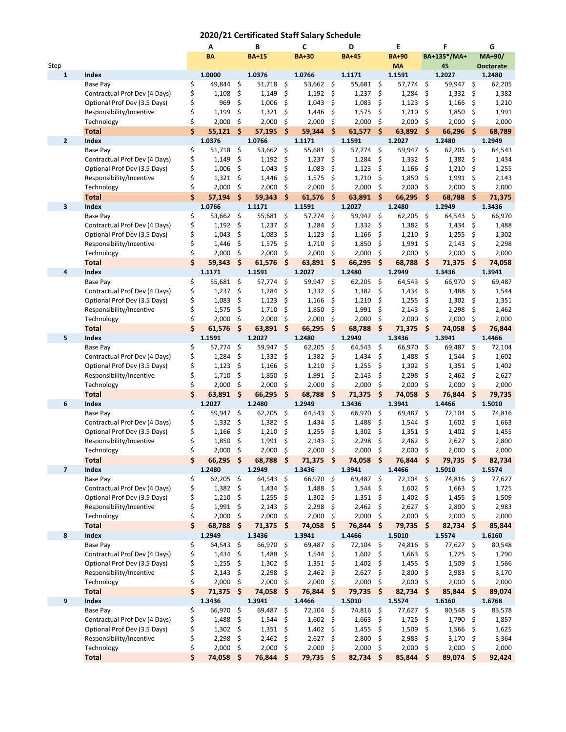# 2020/21 Certificated Staff Salary Schedule

| Step | | A | B | C | D | E | F | G |
|---|---|---|---|---|---|---|---|---|
| | | BA | BA+15 | BA+30 | BA+45 | BA+90 MA | BA+135*/MA+45 | MA+90/ Doctorate |
| 1 | **Index** | **1.0000** | **1.0376** | **1.0766** | **1.1171** | **1.1591** | **1.2027** | **1.2480** |
| | Base Pay | $ 49,844 | $ 51,718 | $ 53,662 | $ 55,681 | $ 57,774 | $ 59,947 | $ 62,205 |
| | Contractual Prof Dev (4 Days) | $ 1,108 | $ 1,149 | $ 1,192 | $ 1,237 | $ 1,284 | $ 1,332 | $ 1,382 |
| | Optional Prof Dev (3.5 Days) | $ 969 | $ 1,006 | $ 1,043 | $ 1,083 | $ 1,123 | $ 1,166 | $ 1,210 |
| | Responsibility/Incentive | $ 1,199 | $ 1,321 | $ 1,446 | $ 1,575 | $ 1,710 | $ 1,850 | $ 1,991 |
| | Technology | $ 2,000 | $ 2,000 | $ 2,000 | $ 2,000 | $ 2,000 | $ 2,000 | $ 2,000 |
| | **Total** | **$ 55,121** | **$ 57,195** | **$ 59,344** | **$ 61,577** | **$ 63,892** | **$ 66,296** | **$ 68,789** |
| 2 | **Index** | **1.0376** | **1.0766** | **1.1171** | **1.1591** | **1.2027** | **1.2480** | **1.2949** |
| | Base Pay | $ 51,718 | $ 53,662 | $ 55,681 | $ 57,774 | $ 59,947 | $ 62,205 | $ 64,543 |
| | Contractual Prof Dev (4 Days) | $ 1,149 | $ 1,192 | $ 1,237 | $ 1,284 | $ 1,332 | $ 1,382 | $ 1,434 |
| | Optional Prof Dev (3.5 Days) | $ 1,006 | $ 1,043 | $ 1,083 | $ 1,123 | $ 1,166 | $ 1,210 | $ 1,255 |
| | Responsibility/Incentive | $ 1,321 | $ 1,446 | $ 1,575 | $ 1,710 | $ 1,850 | $ 1,991 | $ 2,143 |
| | Technology | $ 2,000 | $ 2,000 | $ 2,000 | $ 2,000 | $ 2,000 | $ 2,000 | $ 2,000 |
| | **Total** | **$ 57,194** | **$ 59,343** | **$ 61,576** | **$ 63,891** | **$ 66,295** | **$ 68,788** | **$ 71,375** |
| 3 | **Index** | **1.0766** | **1.1171** | **1.1591** | **1.2027** | **1.2480** | **1.2949** | **1.3436** |
| | Base Pay | $ 53,662 | $ 55,681 | $ 57,774 | $ 59,947 | $ 62,205 | $ 64,543 | $ 66,970 |
| | Contractual Prof Dev (4 Days) | $ 1,192 | $ 1,237 | $ 1,284 | $ 1,332 | $ 1,382 | $ 1,434 | $ 1,488 |
| | Optional Prof Dev (3.5 Days) | $ 1,043 | $ 1,083 | $ 1,123 | $ 1,166 | $ 1,210 | $ 1,255 | $ 1,302 |
| | Responsibility/Incentive | $ 1,446 | $ 1,575 | $ 1,710 | $ 1,850 | $ 1,991 | $ 2,143 | $ 2,298 |
| | Technology | $ 2,000 | $ 2,000 | $ 2,000 | $ 2,000 | $ 2,000 | $ 2,000 | $ 2,000 |
| | **Total** | **$ 59,343** | **$ 61,576** | **$ 63,891** | **$ 66,295** | **$ 68,788** | **$ 71,375** | **$ 74,058** |
| 4 | **Index** | **1.1171** | **1.1591** | **1.2027** | **1.2480** | **1.2949** | **1.3436** | **1.3941** |
| | Base Pay | $ 55,681 | $ 57,774 | $ 59,947 | $ 62,205 | $ 64,543 | $ 66,970 | $ 69,487 |
| | Contractual Prof Dev (4 Days) | $ 1,237 | $ 1,284 | $ 1,332 | $ 1,382 | $ 1,434 | $ 1,488 | $ 1,544 |
| | Optional Prof Dev (3.5 Days) | $ 1,083 | $ 1,123 | $ 1,166 | $ 1,210 | $ 1,255 | $ 1,302 | $ 1,351 |
| | Responsibility/Incentive | $ 1,575 | $ 1,710 | $ 1,850 | $ 1,991 | $ 2,143 | $ 2,298 | $ 2,462 |
| | Technology | $ 2,000 | $ 2,000 | $ 2,000 | $ 2,000 | $ 2,000 | $ 2,000 | $ 2,000 |
| | **Total** | **$ 61,576** | **$ 63,891** | **$ 66,295** | **$ 68,788** | **$ 71,375** | **$ 74,058** | **$ 76,844** |
| 5 | **Index** | **1.1591** | **1.2027** | **1.2480** | **1.2949** | **1.3436** | **1.3941** | **1.4466** |
| | Base Pay | $ 57,774 | $ 59,947 | $ 62,205 | $ 64,543 | $ 66,970 | $ 69,487 | $ 72,104 |
| | Contractual Prof Dev (4 Days) | $ 1,284 | $ 1,332 | $ 1,382 | $ 1,434 | $ 1,488 | $ 1,544 | $ 1,602 |
| | Optional Prof Dev (3.5 Days) | $ 1,123 | $ 1,166 | $ 1,210 | $ 1,255 | $ 1,302 | $ 1,351 | $ 1,402 |
| | Responsibility/Incentive | $ 1,710 | $ 1,850 | $ 1,991 | $ 2,143 | $ 2,298 | $ 2,462 | $ 2,627 |
| | Technology | $ 2,000 | $ 2,000 | $ 2,000 | $ 2,000 | $ 2,000 | $ 2,000 | $ 2,000 |
| | **Total** | **$ 63,891** | **$ 66,295** | **$ 68,788** | **$ 71,375** | **$ 74,058** | **$ 76,844** | **$ 79,735** |
| 6 | **Index** | **1.2027** | **1.2480** | **1.2949** | **1.3436** | **1.3941** | **1.4466** | **1.5010** |
| | Base Pay | $ 59,947 | $ 62,205 | $ 64,543 | $ 66,970 | $ 69,487 | $ 72,104 | $ 74,816 |
| | Contractual Prof Dev (4 Days) | $ 1,332 | $ 1,382 | $ 1,434 | $ 1,488 | $ 1,544 | $ 1,602 | $ 1,663 |
| | Optional Prof Dev (3.5 Days) | $ 1,166 | $ 1,210 | $ 1,255 | $ 1,302 | $ 1,351 | $ 1,402 | $ 1,455 |
| | Responsibility/Incentive | $ 1,850 | $ 1,991 | $ 2,143 | $ 2,298 | $ 2,462 | $ 2,627 | $ 2,800 |
| | Technology | $ 2,000 | $ 2,000 | $ 2,000 | $ 2,000 | $ 2,000 | $ 2,000 | $ 2,000 |
| | **Total** | **$ 66,295** | **$ 68,788** | **$ 71,375** | **$ 74,058** | **$ 76,844** | **$ 79,735** | **$ 82,734** |
| 7 | **Index** | **1.2480** | **1.2949** | **1.3436** | **1.3941** | **1.4466** | **1.5010** | **1.5574** |
| | Base Pay | $ 62,205 | $ 64,543 | $ 66,970 | $ 69,487 | $ 72,104 | $ 74,816 | $ 77,627 |
| | Contractual Prof Dev (4 Days) | $ 1,382 | $ 1,434 | $ 1,488 | $ 1,544 | $ 1,602 | $ 1,663 | $ 1,725 |
| | Optional Prof Dev (3.5 Days) | $ 1,210 | $ 1,255 | $ 1,302 | $ 1,351 | $ 1,402 | $ 1,455 | $ 1,509 |
| | Responsibility/Incentive | $ 1,991 | $ 2,143 | $ 2,298 | $ 2,462 | $ 2,627 | $ 2,800 | $ 2,983 |
| | Technology | $ 2,000 | $ 2,000 | $ 2,000 | $ 2,000 | $ 2,000 | $ 2,000 | $ 2,000 |
| | **Total** | **$ 68,788** | **$ 71,375** | **$ 74,058** | **$ 76,844** | **$ 79,735** | **$ 82,734** | **$ 85,844** |
| 8 | **Index** | **1.2949** | **1.3436** | **1.3941** | **1.4466** | **1.5010** | **1.5574** | **1.6160** |
| | Base Pay | $ 64,543 | $ 66,970 | $ 69,487 | $ 72,104 | $ 74,816 | $ 77,627 | $ 80,548 |
| | Contractual Prof Dev (4 Days) | $ 1,434 | $ 1,488 | $ 1,544 | $ 1,602 | $ 1,663 | $ 1,725 | $ 1,790 |
| | Optional Prof Dev (3.5 Days) | $ 1,255 | $ 1,302 | $ 1,351 | $ 1,402 | $ 1,455 | $ 1,509 | $ 1,566 |
| | Responsibility/Incentive | $ 2,143 | $ 2,298 | $ 2,462 | $ 2,627 | $ 2,800 | $ 2,983 | $ 3,170 |
| | Technology | $ 2,000 | $ 2,000 | $ 2,000 | $ 2,000 | $ 2,000 | $ 2,000 | $ 2,000 |
| | **Total** | **$ 71,375** | **$ 74,058** | **$ 76,844** | **$ 79,735** | **$ 82,734** | **$ 85,844** | **$ 89,074** |
| 9 | **Index** | **1.3436** | **1.3941** | **1.4466** | **1.5010** | **1.5574** | **1.6160** | **1.6768** |
| | Base Pay | $ 66,970 | $ 69,487 | $ 72,104 | $ 74,816 | $ 77,627 | $ 80,548 | $ 83,578 |
| | Contractual Prof Dev (4 Days) | $ 1,488 | $ 1,544 | $ 1,602 | $ 1,663 | $ 1,725 | $ 1,790 | $ 1,857 |
| | Optional Prof Dev (3.5 Days) | $ 1,302 | $ 1,351 | $ 1,402 | $ 1,455 | $ 1,509 | $ 1,566 | $ 1,625 |
| | Responsibility/Incentive | $ 2,298 | $ 2,462 | $ 2,627 | $ 2,800 | $ 2,983 | $ 3,170 | $ 3,364 |
| | Technology | $ 2,000 | $ 2,000 | $ 2,000 | $ 2,000 | $ 2,000 | $ 2,000 | $ 2,000 |
| | **Total** | **$ 74,058** | **$ 76,844** | **$ 79,735** | **$ 82,734** | **$ 85,844** | **$ 89,074** | **$ 92,424** |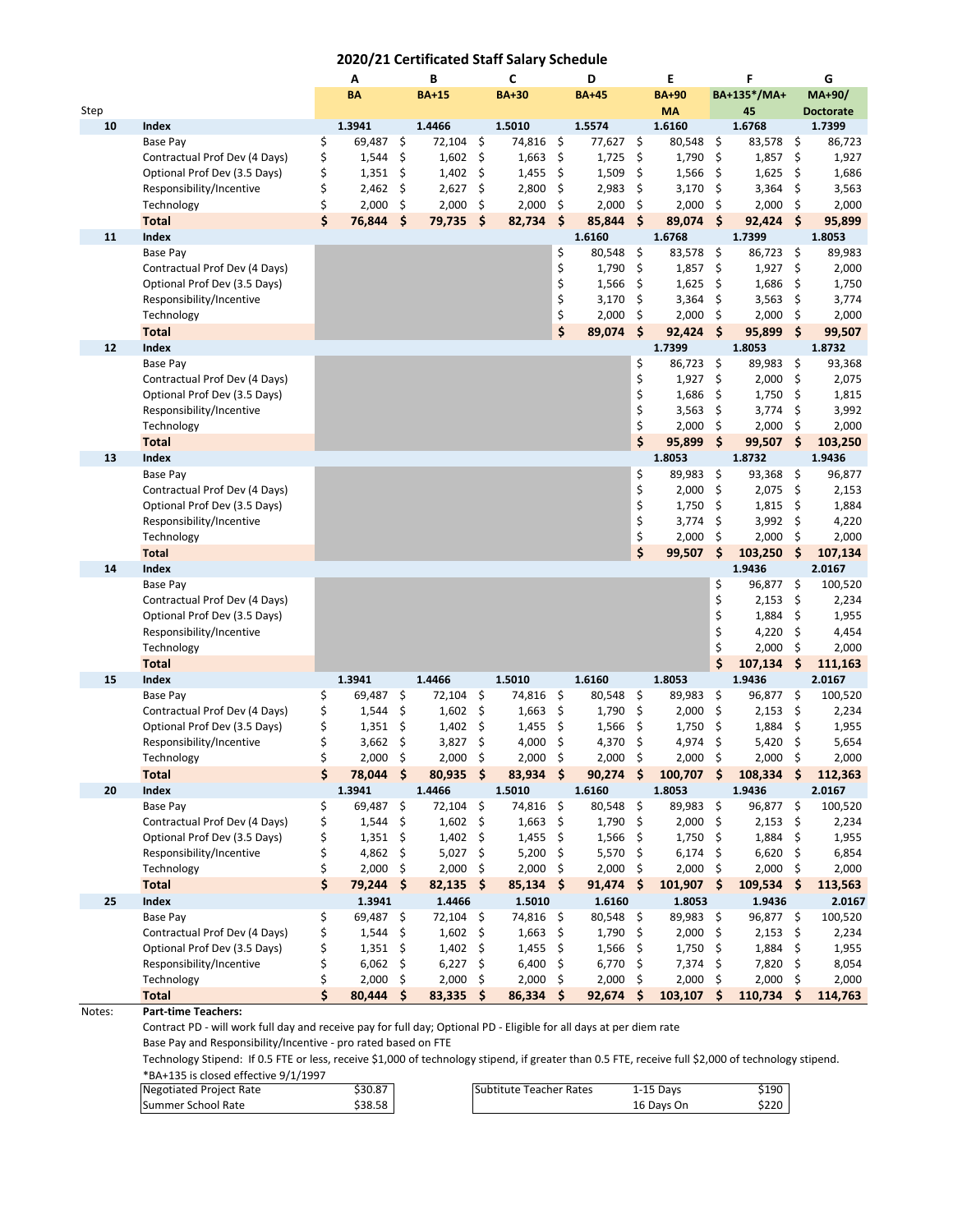## 2020/21 Certificated Staff Salary Schedule

| Step | | A | B | C | D | E | F | G |
|---|---|---|---|---|---|---|---|---|
| | | BA | BA+15 | BA+30 | BA+45 | BA+90 MA | BA+135*/MA+45 | MA+90/ Doctorate |
| 10 | **Index** | 1.3941 | 1.4466 | 1.5010 | 1.5574 | 1.6160 | 1.6768 | 1.7399 |
| | Base Pay | $ 69,487 | $ 72,104 | $ 74,816 | $ 77,627 | $ 80,548 | $ 83,578 | $ 86,723 |
| | Contractual Prof Dev (4 Days) | $ 1,544 | $ 1,602 | $ 1,663 | $ 1,725 | $ 1,790 | $ 1,857 | $ 1,927 |
| | Optional Prof Dev (3.5 Days) | $ 1,351 | $ 1,402 | $ 1,455 | $ 1,509 | $ 1,566 | $ 1,625 | $ 1,686 |
| | Responsibility/Incentive | $ 2,462 | $ 2,627 | $ 2,800 | $ 2,983 | $ 3,170 | $ 3,364 | $ 3,563 |
| | Technology | $ 2,000 | $ 2,000 | $ 2,000 | $ 2,000 | $ 2,000 | $ 2,000 | $ 2,000 |
| | **Total** | **$ 76,844** | **$ 79,735** | **$ 82,734** | **$ 85,844** | **$ 89,074** | **$ 92,424** | **$ 95,899** |
| 11 | **Index** | | | | 1.6160 | 1.6768 | 1.7399 | 1.8053 |
| | Base Pay | | | | $ 80,548 | $ 83,578 | $ 86,723 | $ 89,983 |
| | Contractual Prof Dev (4 Days) | | | | $ 1,790 | $ 1,857 | $ 1,927 | $ 2,000 |
| | Optional Prof Dev (3.5 Days) | | | | $ 1,566 | $ 1,625 | $ 1,686 | $ 1,750 |
| | Responsibility/Incentive | | | | $ 3,170 | $ 3,364 | $ 3,563 | $ 3,774 |
| | Technology | | | | $ 2,000 | $ 2,000 | $ 2,000 | $ 2,000 |
| | **Total** | | | | **$ 89,074** | **$ 92,424** | **$ 95,899** | **$ 99,507** |
| 12 | **Index** | | | | | 1.7399 | 1.8053 | 1.8732 |
| | Base Pay | | | | | $ 86,723 | $ 89,983 | $ 93,368 |
| | Contractual Prof Dev (4 Days) | | | | | $ 1,927 | $ 2,000 | $ 2,075 |
| | Optional Prof Dev (3.5 Days) | | | | | $ 1,686 | $ 1,750 | $ 1,815 |
| | Responsibility/Incentive | | | | | $ 3,563 | $ 3,774 | $ 3,992 |
| | Technology | | | | | $ 2,000 | $ 2,000 | $ 2,000 |
| | **Total** | | | | | **$ 95,899** | **$ 99,507** | **$ 103,250** |
| 13 | **Index** | | | | | 1.8053 | 1.8732 | 1.9436 |
| | Base Pay | | | | | $ 89,983 | $ 93,368 | $ 96,877 |
| | Contractual Prof Dev (4 Days) | | | | | $ 2,000 | $ 2,075 | $ 2,153 |
| | Optional Prof Dev (3.5 Days) | | | | | $ 1,750 | $ 1,815 | $ 1,884 |
| | Responsibility/Incentive | | | | | $ 3,774 | $ 3,992 | $ 4,220 |
| | Technology | | | | | $ 2,000 | $ 2,000 | $ 2,000 |
| | **Total** | | | | | **$ 99,507** | **$ 103,250** | **$ 107,134** |
| 14 | **Index** | | | | | | 1.9436 | 2.0167 |
| | Base Pay | | | | | | $ 96,877 | $ 100,520 |
| | Contractual Prof Dev (4 Days) | | | | | | $ 2,153 | $ 2,234 |
| | Optional Prof Dev (3.5 Days) | | | | | | $ 1,884 | $ 1,955 |
| | Responsibility/Incentive | | | | | | $ 4,220 | $ 4,454 |
| | Technology | | | | | | $ 2,000 | $ 2,000 |
| | **Total** | | | | | | **$ 107,134** | **$ 111,163** |
| 15 | **Index** | 1.3941 | 1.4466 | 1.5010 | 1.6160 | 1.8053 | 1.9436 | 2.0167 |
| | Base Pay | $ 69,487 | $ 72,104 | $ 74,816 | $ 80,548 | $ 89,983 | $ 96,877 | $ 100,520 |
| | Contractual Prof Dev (4 Days) | $ 1,544 | $ 1,602 | $ 1,663 | $ 1,790 | $ 2,000 | $ 2,153 | $ 2,234 |
| | Optional Prof Dev (3.5 Days) | $ 1,351 | $ 1,402 | $ 1,455 | $ 1,566 | $ 1,750 | $ 1,884 | $ 1,955 |
| | Responsibility/Incentive | $ 3,662 | $ 3,827 | $ 4,000 | $ 4,370 | $ 4,974 | $ 5,420 | $ 5,654 |
| | Technology | $ 2,000 | $ 2,000 | $ 2,000 | $ 2,000 | $ 2,000 | $ 2,000 | $ 2,000 |
| | **Total** | **$ 78,044** | **$ 80,935** | **$ 83,934** | **$ 90,274** | **$ 100,707** | **$ 108,334** | **$ 112,363** |
| 20 | **Index** | 1.3941 | 1.4466 | 1.5010 | 1.6160 | 1.8053 | 1.9436 | 2.0167 |
| | Base Pay | $ 69,487 | $ 72,104 | $ 74,816 | $ 80,548 | $ 89,983 | $ 96,877 | $ 100,520 |
| | Contractual Prof Dev (4 Days) | $ 1,544 | $ 1,602 | $ 1,663 | $ 1,790 | $ 2,000 | $ 2,153 | $ 2,234 |
| | Optional Prof Dev (3.5 Days) | $ 1,351 | $ 1,402 | $ 1,455 | $ 1,566 | $ 1,750 | $ 1,884 | $ 1,955 |
| | Responsibility/Incentive | $ 4,862 | $ 5,027 | $ 5,200 | $ 5,570 | $ 6,174 | $ 6,620 | $ 6,854 |
| | Technology | $ 2,000 | $ 2,000 | $ 2,000 | $ 2,000 | $ 2,000 | $ 2,000 | $ 2,000 |
| | **Total** | **$ 79,244** | **$ 82,135** | **$ 85,134** | **$ 91,474** | **$ 101,907** | **$ 109,534** | **$ 113,563** |
| 25 | **Index** | 1.3941 | 1.4466 | 1.5010 | 1.6160 | 1.8053 | 1.9436 | 2.0167 |
| | Base Pay | $ 69,487 | $ 72,104 | $ 74,816 | $ 80,548 | $ 89,983 | $ 96,877 | $ 100,520 |
| | Contractual Prof Dev (4 Days) | $ 1,544 | $ 1,602 | $ 1,663 | $ 1,790 | $ 2,000 | $ 2,153 | $ 2,234 |
| | Optional Prof Dev (3.5 Days) | $ 1,351 | $ 1,402 | $ 1,455 | $ 1,566 | $ 1,750 | $ 1,884 | $ 1,955 |
| | Responsibility/Incentive | $ 6,062 | $ 6,227 | $ 6,400 | $ 6,770 | $ 7,374 | $ 7,820 | $ 8,054 |
| | Technology | $ 2,000 | $ 2,000 | $ 2,000 | $ 2,000 | $ 2,000 | $ 2,000 | $ 2,000 |
| | **Total** | **$ 80,444** | **$ 83,335** | **$ 86,334** | **$ 92,674** | **$ 103,107** | **$ 110,734** | **$ 114,763** |

Notes: **Part-time Teachers:**

Contract PD - will work full day and receive pay for full day; Optional PD - Eligible for all days at per diem rate

Base Pay and Responsibility/Incentive - pro rated based on FTE

Technology Stipend: If 0.5 FTE or less, receive $1,000 of technology stipend, if greater than 0.5 FTE, receive full $2,000 of technology stipend.

*BA+135 is closed effective 9/1/1997

| | |
|---|---|
| Negotiated Project Rate | $30.87 |
| Summer School Rate | $38.58 |

| | | |
|---|---|---|
| Subtitute Teacher Rates | 1-15 Days | $190 |
| | 16 Days On | $220 |